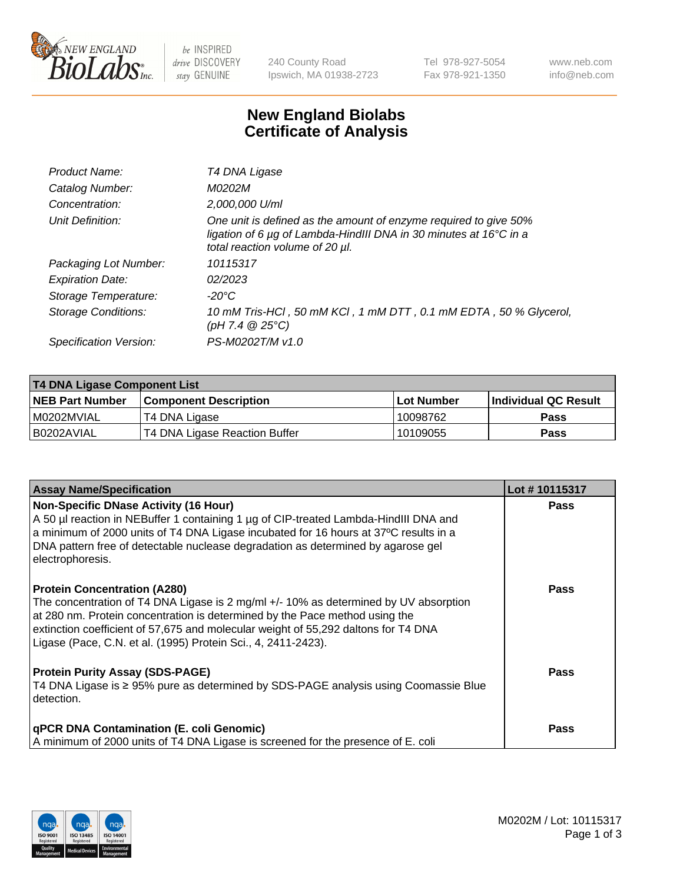# New England Biolabs Certificate of Analysis

| | |
|---|---|
| *Product Name:* | *T4 DNA Ligase* |
| *Catalog Number:* | *M0202M* |
| *Concentration:* | *2,000,000 U/ml* |
| *Unit Definition:* | *One unit is defined as the amount of enzyme required to give 50% ligation of 6 µg of Lambda-HindIII DNA in 30 minutes at 16°C in a total reaction volume of 20 µl.* |
| *Packaging Lot Number:* | *10115317* |
| *Expiration Date:* | *02/2023* |
| *Storage Temperature:* | *-20°C* |
| *Storage Conditions:* | *10 mM Tris-HCl , 50 mM KCl , 1 mM DTT , 0.1 mM EDTA , 50 % Glycerol, (pH 7.4 @ 25°C)* |
| *Specification Version:* | *PS-M0202T/M v1.0* |

| T4 DNA Ligase Component List | | | |
|---|---|---|---|
| **NEB Part Number** | **Component Description** | **Lot Number** | **Individual QC Result** |
| M0202MVIAL | T4 DNA Ligase | 10098762 | Pass |
| B0202AVIAL | T4 DNA Ligase Reaction Buffer | 10109055 | Pass |

| Assay Name/Specification | Lot # 10115317 |
|---|---|
| **Non-Specific DNase Activity (16 Hour)**<br>A 50 µl reaction in NEBuffer 1 containing 1 µg of CIP-treated Lambda-HindIII DNA and a minimum of 2000 units of T4 DNA Ligase incubated for 16 hours at 37ºC results in a DNA pattern free of detectable nuclease degradation as determined by agarose gel electrophoresis. | Pass |
| **Protein Concentration (A280)**<br>The concentration of T4 DNA Ligase is 2 mg/ml +/- 10% as determined by UV absorption at 280 nm. Protein concentration is determined by the Pace method using the extinction coefficient of 57,675 and molecular weight of 55,292 daltons for T4 DNA Ligase (Pace, C.N. et al. (1995) Protein Sci., 4, 2411-2423). | Pass |
| **Protein Purity Assay (SDS-PAGE)**<br>T4 DNA Ligase is ≥ 95% pure as determined by SDS-PAGE analysis using Coomassie Blue detection. | Pass |
| **qPCR DNA Contamination (E. coli Genomic)**<br>A minimum of 2000 units of T4 DNA Ligase is screened for the presence of E. coli | Pass |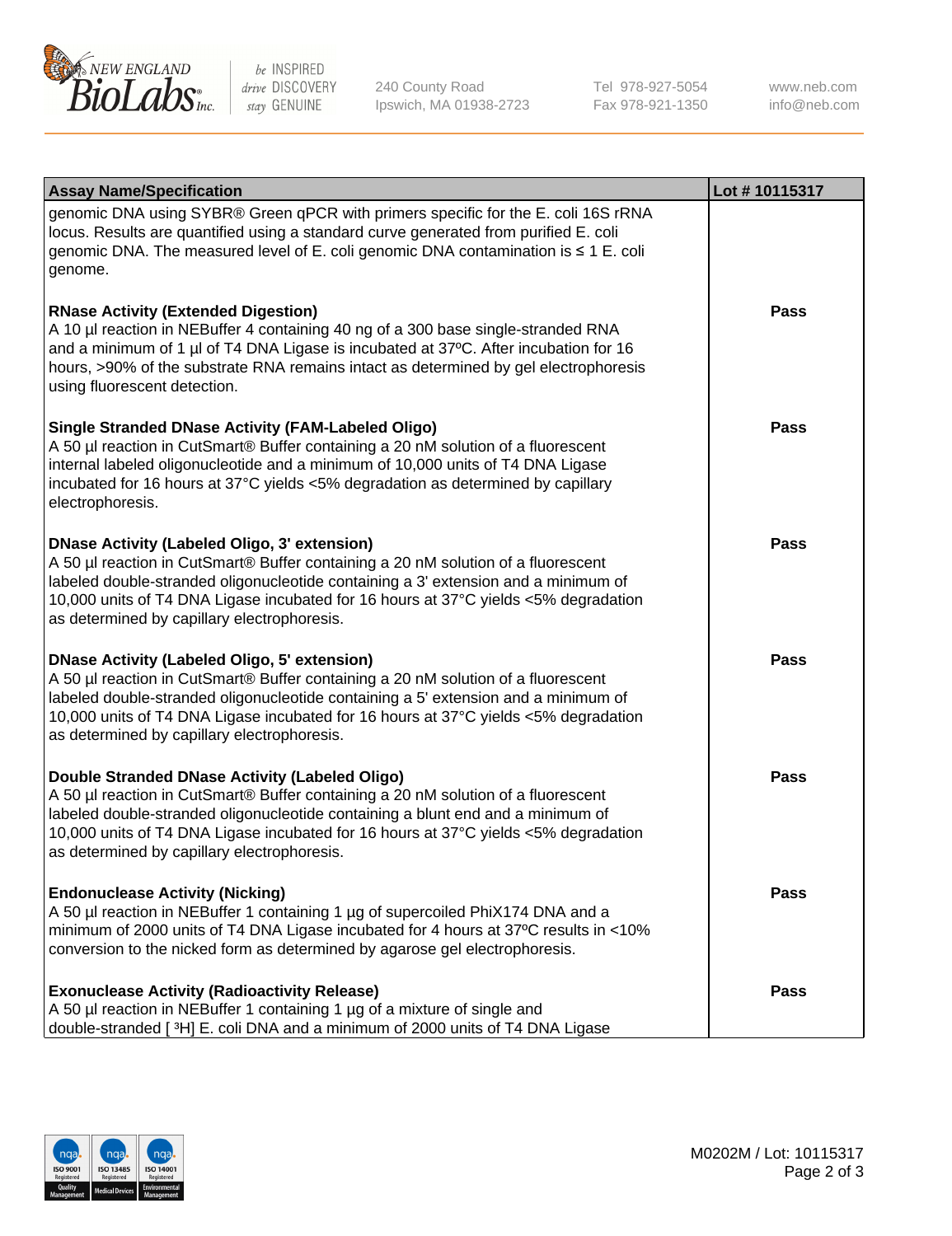| Assay Name/Specification | Lot # 10115317 |
| --- | --- |
| genomic DNA using SYBR® Green qPCR with primers specific for the E. coli 16S rRNA locus. Results are quantified using a standard curve generated from purified E. coli genomic DNA. The measured level of E. coli genomic DNA contamination is ≤ 1 E. coli genome. | |
| **RNase Activity (Extended Digestion)**<br>A 10 µl reaction in NEBuffer 4 containing 40 ng of a 300 base single-stranded RNA and a minimum of 1 µl of T4 DNA Ligase is incubated at 37ºC. After incubation for 16 hours, >90% of the substrate RNA remains intact as determined by gel electrophoresis using fluorescent detection. | **Pass** |
| **Single Stranded DNase Activity (FAM-Labeled Oligo)**<br>A 50 µl reaction in CutSmart® Buffer containing a 20 nM solution of a fluorescent internal labeled oligonucleotide and a minimum of 10,000 units of T4 DNA Ligase incubated for 16 hours at 37°C yields <5% degradation as determined by capillary electrophoresis. | **Pass** |
| **DNase Activity (Labeled Oligo, 3' extension)**<br>A 50 µl reaction in CutSmart® Buffer containing a 20 nM solution of a fluorescent labeled double-stranded oligonucleotide containing a 3' extension and a minimum of 10,000 units of T4 DNA Ligase incubated for 16 hours at 37°C yields <5% degradation as determined by capillary electrophoresis. | **Pass** |
| **DNase Activity (Labeled Oligo, 5' extension)**<br>A 50 µl reaction in CutSmart® Buffer containing a 20 nM solution of a fluorescent labeled double-stranded oligonucleotide containing a 5' extension and a minimum of 10,000 units of T4 DNA Ligase incubated for 16 hours at 37°C yields <5% degradation as determined by capillary electrophoresis. | **Pass** |
| **Double Stranded DNase Activity (Labeled Oligo)**<br>A 50 µl reaction in CutSmart® Buffer containing a 20 nM solution of a fluorescent labeled double-stranded oligonucleotide containing a blunt end and a minimum of 10,000 units of T4 DNA Ligase incubated for 16 hours at 37°C yields <5% degradation as determined by capillary electrophoresis. | **Pass** |
| **Endonuclease Activity (Nicking)**<br>A 50 µl reaction in NEBuffer 1 containing 1 µg of supercoiled PhiX174 DNA and a minimum of 2000 units of T4 DNA Ligase incubated for 4 hours at 37ºC results in <10% conversion to the nicked form as determined by agarose gel electrophoresis. | **Pass** |
| **Exonuclease Activity (Radioactivity Release)**<br>A 50 µl reaction in NEBuffer 1 containing 1 µg of a mixture of single and double-stranded [ $^{3}$H] E. coli DNA and a minimum of 2000 units of T4 DNA Ligase | **Pass** |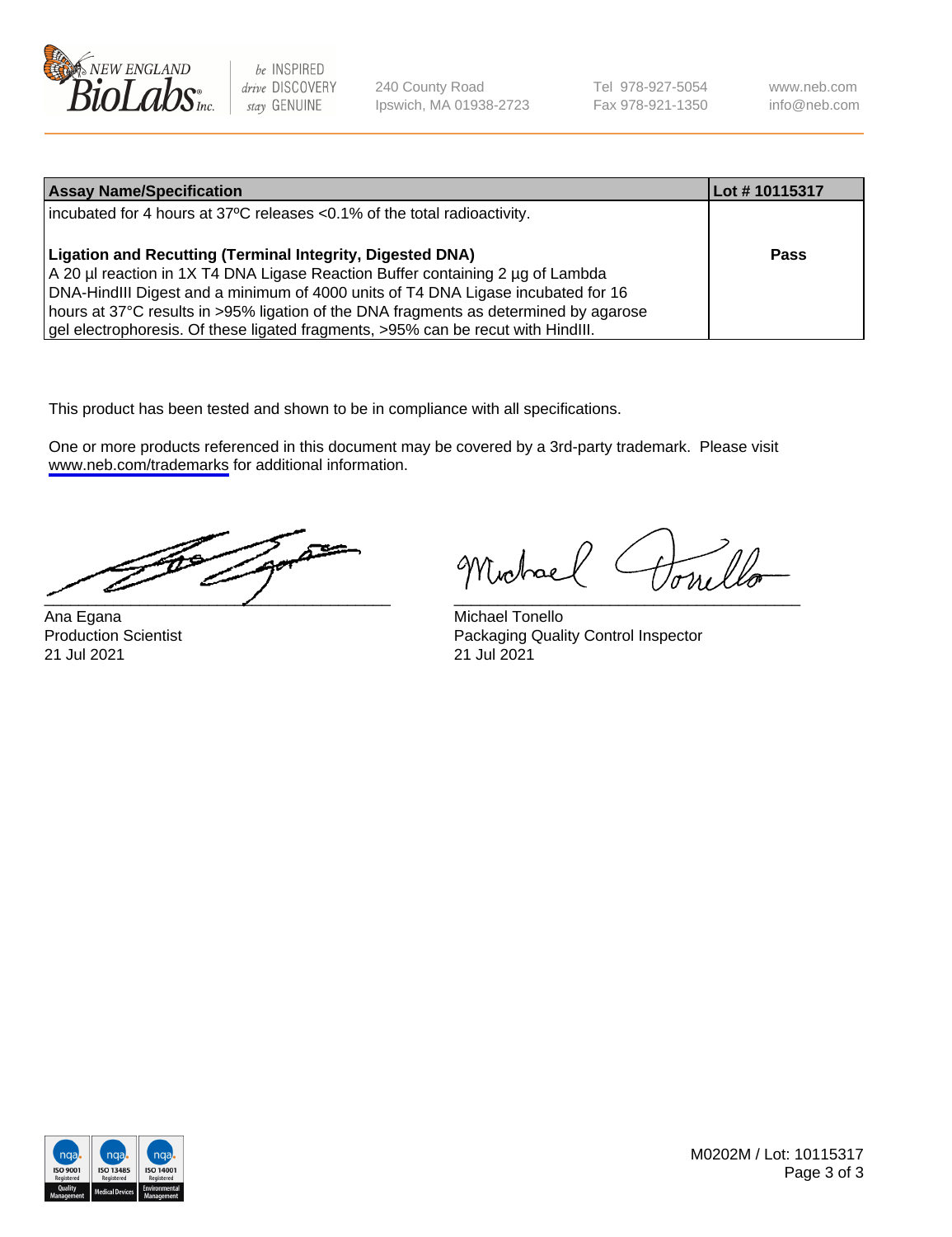| Assay Name/Specification | Lot # 10115317 |
|---|---|
| incubated for 4 hours at 37ºC releases <0.1% of the total radioactivity. | |
| **Ligation and Recutting (Terminal Integrity, Digested DNA)** A 20 µl reaction in 1X T4 DNA Ligase Reaction Buffer containing 2 µg of Lambda DNA-HindIII Digest and a minimum of 4000 units of T4 DNA Ligase incubated for 16 hours at 37°C results in >95% ligation of the DNA fragments as determined by agarose gel electrophoresis. Of these ligated fragments, >95% can be recut with HindIII. | **Pass** |

This product has been tested and shown to be in compliance with all specifications.

One or more products referenced in this document may be covered by a 3rd-party trademark. Please visit www.neb.com/trademarks for additional information.

Ana Egana
Production Scientist
21 Jul 2021

Michael Tonello
Packaging Quality Control Inspector
21 Jul 2021

M0202M / Lot: 10115317